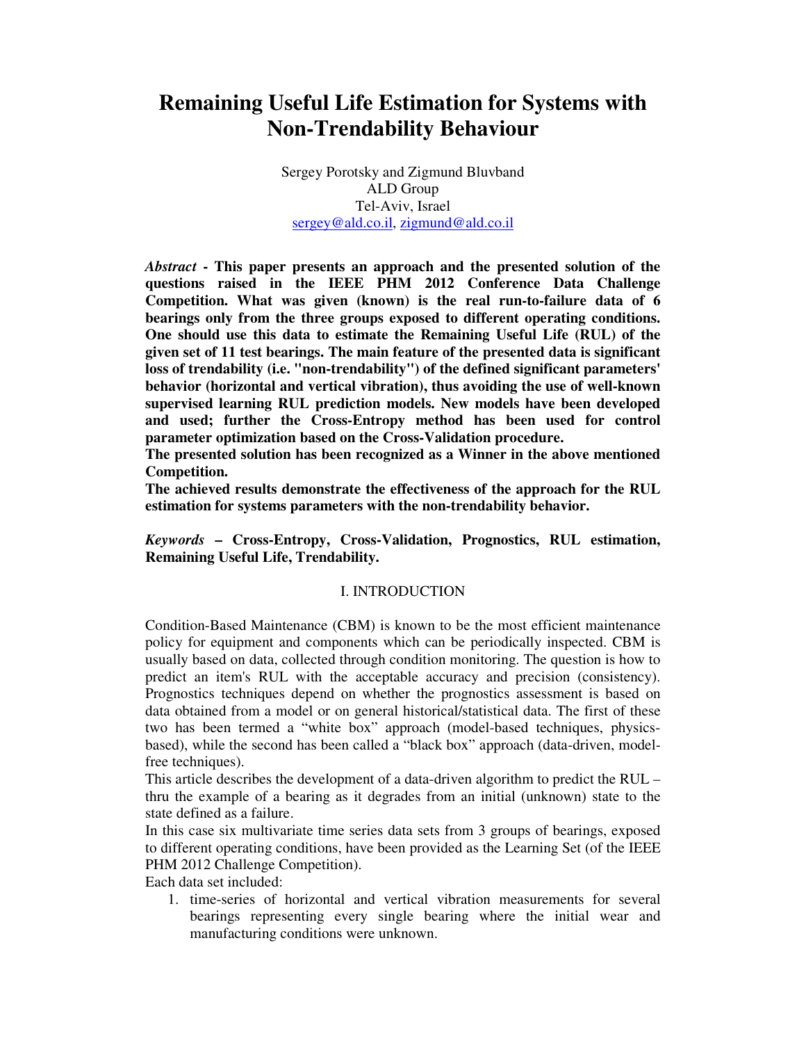# Remaining Useful Life Estimation for Systems with Non-Trendability Behaviour

Sergey Porotsky and Zigmund Bluvband
ALD Group
Tel-Aviv, Israel
sergey@ald.co.il, zigmund@ald.co.il

***Abstract* - This paper presents an approach and the presented solution of the questions raised in the IEEE PHM 2012 Conference Data Challenge Competition. What was given (known) is the real run-to-failure data of 6 bearings only from the three groups exposed to different operating conditions. One should use this data to estimate the Remaining Useful Life (RUL) of the given set of 11 test bearings. The main feature of the presented data is significant loss of trendability (i.e. "non-trendability") of the defined significant parameters' behavior (horizontal and vertical vibration), thus avoiding the use of well-known supervised learning RUL prediction models. New models have been developed and used; further the Cross-Entropy method has been used for control parameter optimization based on the Cross-Validation procedure.**

**The presented solution has been recognized as a Winner in the above mentioned Competition.**

**The achieved results demonstrate the effectiveness of the approach for the RUL estimation for systems parameters with the non-trendability behavior.**

***Keywords* – Cross-Entropy, Cross-Validation, Prognostics, RUL estimation, Remaining Useful Life, Trendability.**

## I. INTRODUCTION

Condition-Based Maintenance (CBM) is known to be the most efficient maintenance policy for equipment and components which can be periodically inspected. CBM is usually based on data, collected through condition monitoring. The question is how to predict an item's RUL with the acceptable accuracy and precision (consistency). Prognostics techniques depend on whether the prognostics assessment is based on data obtained from a model or on general historical/statistical data. The first of these two has been termed a "white box" approach (model-based techniques, physics-based), while the second has been called a "black box" approach (data-driven, model-free techniques).

This article describes the development of a data-driven algorithm to predict the RUL – thru the example of a bearing as it degrades from an initial (unknown) state to the state defined as a failure.

In this case six multivariate time series data sets from 3 groups of bearings, exposed to different operating conditions, have been provided as the Learning Set (of the IEEE PHM 2012 Challenge Competition).

Each data set included:

1. time-series of horizontal and vertical vibration measurements for several bearings representing every single bearing where the initial wear and manufacturing conditions were unknown.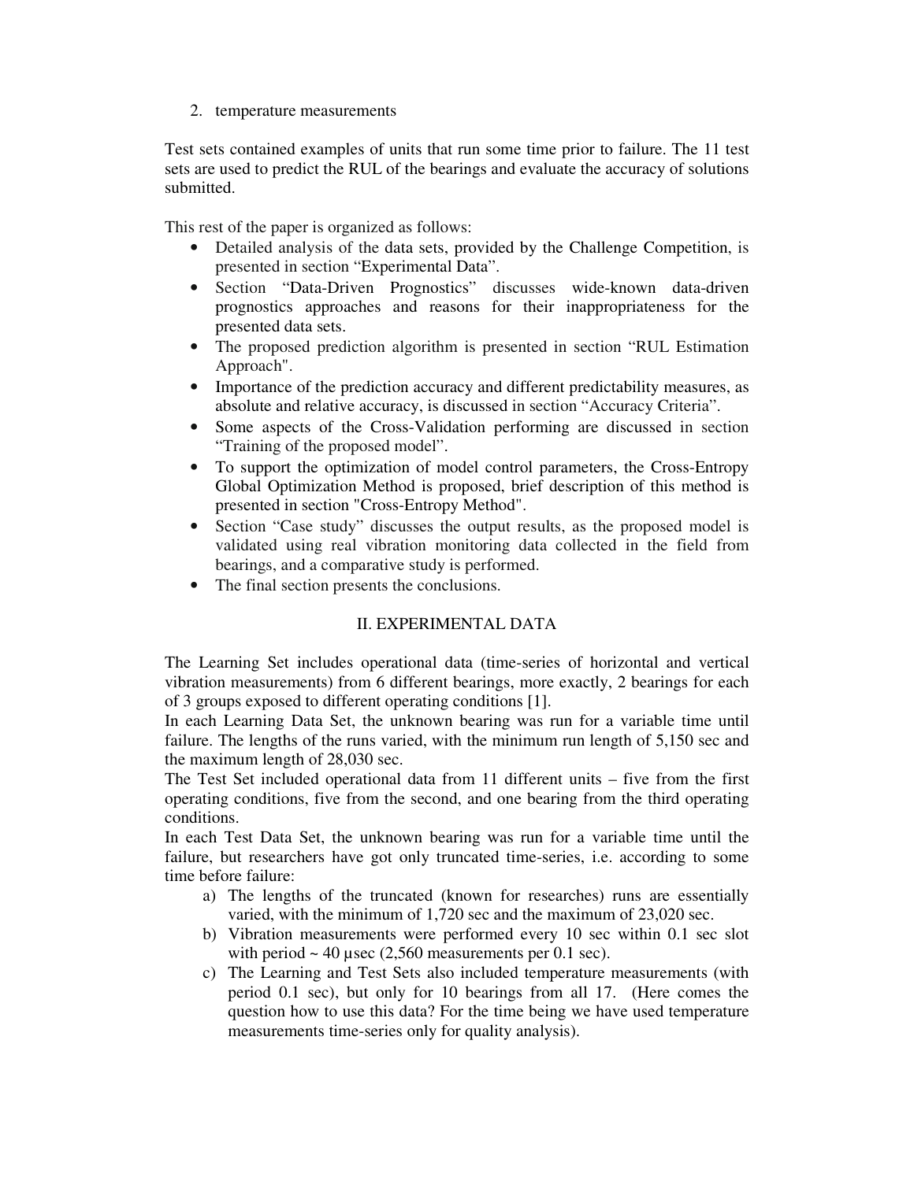2. temperature measurements

Test sets contained examples of units that run some time prior to failure. The 11 test sets are used to predict the RUL of the bearings and evaluate the accuracy of solutions submitted.

This rest of the paper is organized as follows:

- Detailed analysis of the data sets, provided by the Challenge Competition, is presented in section "Experimental Data".
- Section "Data-Driven Prognostics" discusses wide-known data-driven prognostics approaches and reasons for their inappropriateness for the presented data sets.
- The proposed prediction algorithm is presented in section "RUL Estimation Approach".
- Importance of the prediction accuracy and different predictability measures, as absolute and relative accuracy, is discussed in section "Accuracy Criteria".
- Some aspects of the Cross-Validation performing are discussed in section "Training of the proposed model".
- To support the optimization of model control parameters, the Cross-Entropy Global Optimization Method is proposed, brief description of this method is presented in section "Cross-Entropy Method".
- Section "Case study" discusses the output results, as the proposed model is validated using real vibration monitoring data collected in the field from bearings, and a comparative study is performed.
- The final section presents the conclusions.

## II. EXPERIMENTAL DATA

The Learning Set includes operational data (time-series of horizontal and vertical vibration measurements) from 6 different bearings, more exactly, 2 bearings for each of 3 groups exposed to different operating conditions [1].

In each Learning Data Set, the unknown bearing was run for a variable time until failure. The lengths of the runs varied, with the minimum run length of 5,150 sec and the maximum length of 28,030 sec.

The Test Set included operational data from 11 different units – five from the first operating conditions, five from the second, and one bearing from the third operating conditions.

In each Test Data Set, the unknown bearing was run for a variable time until the failure, but researchers have got only truncated time-series, i.e. according to some time before failure:

a) The lengths of the truncated (known for researches) runs are essentially varied, with the minimum of 1,720 sec and the maximum of 23,020 sec.
b) Vibration measurements were performed every 10 sec within 0.1 sec slot with period ~ 40 µsec (2,560 measurements per 0.1 sec).
c) The Learning and Test Sets also included temperature measurements (with period 0.1 sec), but only for 10 bearings from all 17. (Here comes the question how to use this data? For the time being we have used temperature measurements time-series only for quality analysis).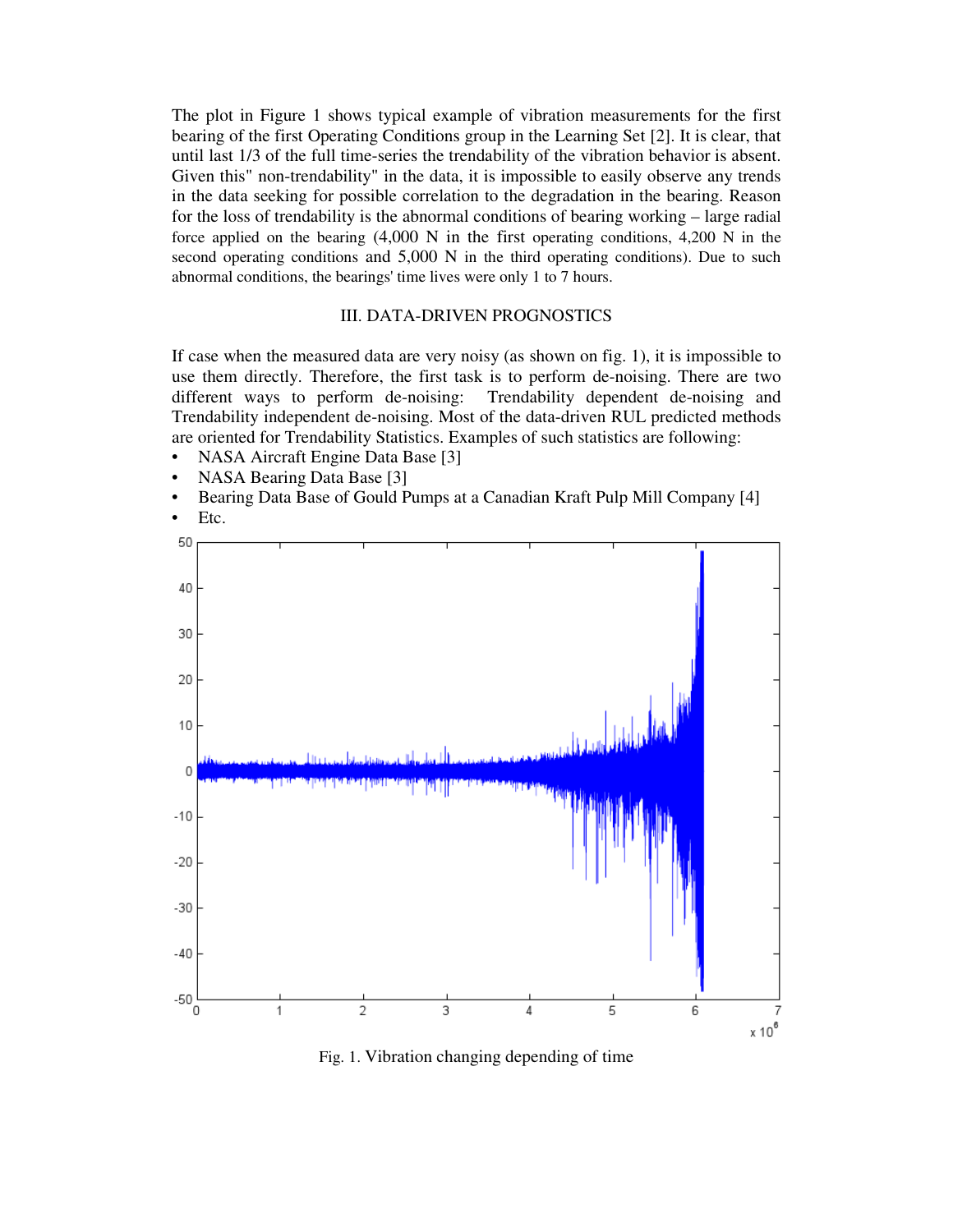The plot in Figure 1 shows typical example of vibration measurements for the first bearing of the first Operating Conditions group in the Learning Set [2]. It is clear, that until last 1/3 of the full time-series the trendability of the vibration behavior is absent. Given this" non-trendability" in the data, it is impossible to easily observe any trends in the data seeking for possible correlation to the degradation in the bearing. Reason for the loss of trendability is the abnormal conditions of bearing working – large radial force applied on the bearing (4,000 N in the first operating conditions, 4,200 N in the second operating conditions and 5,000 N in the third operating conditions). Due to such abnormal conditions, the bearings' time lives were only 1 to 7 hours.

## III. DATA-DRIVEN PROGNOSTICS

If case when the measured data are very noisy (as shown on fig. 1), it is impossible to use them directly. Therefore, the first task is to perform de-noising. There are two different ways to perform de-noising: Trendability dependent de-noising and Trendability independent de-noising. Most of the data-driven RUL predicted methods are oriented for Trendability Statistics. Examples of such statistics are following:

- NASA Aircraft Engine Data Base [3]
- NASA Bearing Data Base [3]
- Bearing Data Base of Gould Pumps at a Canadian Kraft Pulp Mill Company [4]
- Etc.

Fig. 1. Vibration changing depending of time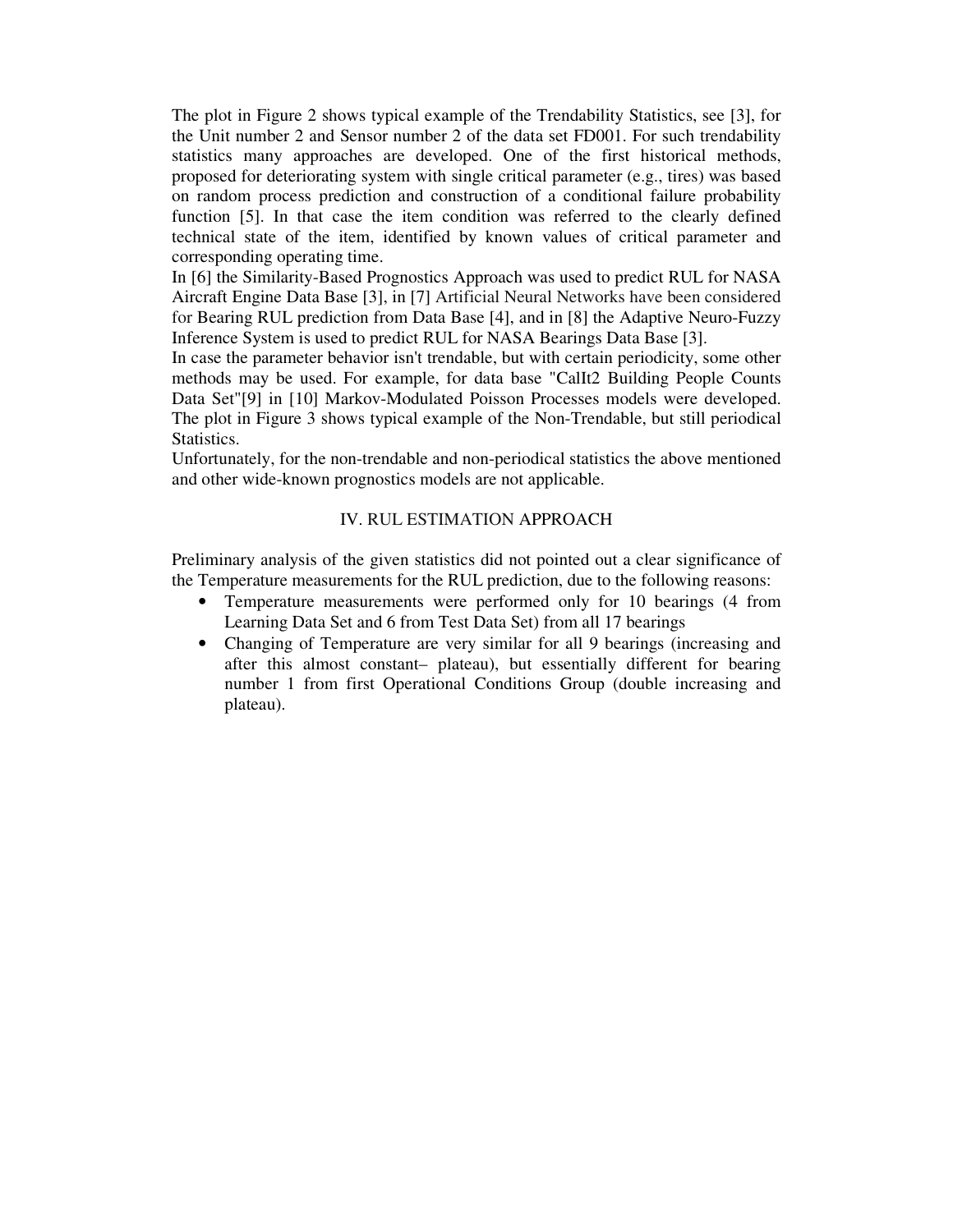The plot in Figure 2 shows typical example of the Trendability Statistics, see [3], for the Unit number 2 and Sensor number 2 of the data set FD001. For such trendability statistics many approaches are developed. One of the first historical methods, proposed for deteriorating system with single critical parameter (e.g., tires) was based on random process prediction and construction of a conditional failure probability function [5]. In that case the item condition was referred to the clearly defined technical state of the item, identified by known values of critical parameter and corresponding operating time.

In [6] the Similarity-Based Prognostics Approach was used to predict RUL for NASA Aircraft Engine Data Base [3], in [7] Artificial Neural Networks have been considered for Bearing RUL prediction from Data Base [4], and in [8] the Adaptive Neuro-Fuzzy Inference System is used to predict RUL for NASA Bearings Data Base [3].

In case the parameter behavior isn't trendable, but with certain periodicity, some other methods may be used. For example, for data base "CalIt2 Building People Counts Data Set"[9] in [10] Markov-Modulated Poisson Processes models were developed. The plot in Figure 3 shows typical example of the Non-Trendable, but still periodical Statistics.

Unfortunately, for the non-trendable and non-periodical statistics the above mentioned and other wide-known prognostics models are not applicable.

## IV. RUL ESTIMATION APPROACH

Preliminary analysis of the given statistics did not pointed out a clear significance of the Temperature measurements for the RUL prediction, due to the following reasons:

- Temperature measurements were performed only for 10 bearings (4 from Learning Data Set and 6 from Test Data Set) from all 17 bearings
- Changing of Temperature are very similar for all 9 bearings (increasing and after this almost constant– plateau), but essentially different for bearing number 1 from first Operational Conditions Group (double increasing and plateau).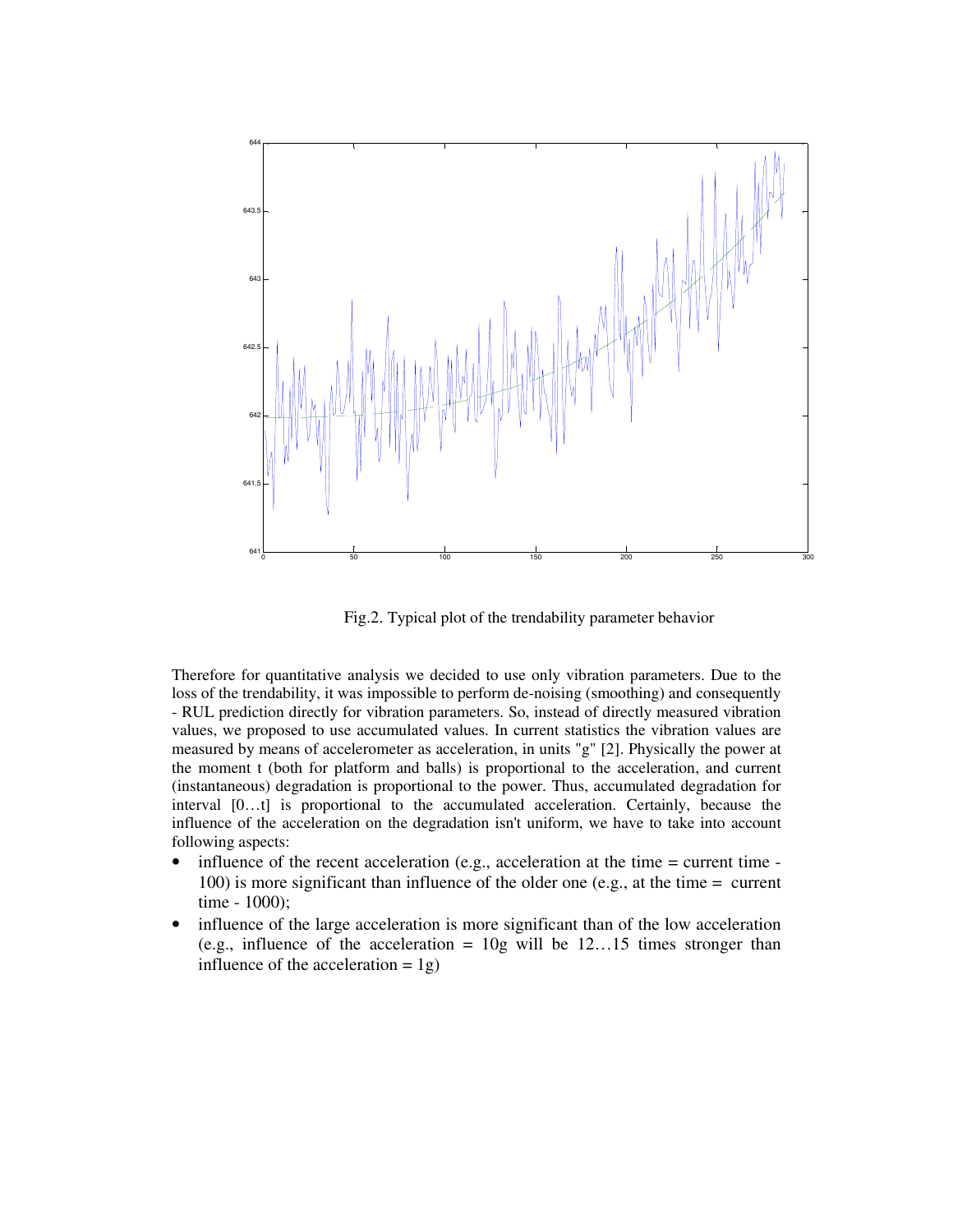Fig.2. Typical plot of the trendability parameter behavior

Therefore for quantitative analysis we decided to use only vibration parameters. Due to the loss of the trendability, it was impossible to perform de-noising (smoothing) and consequently - RUL prediction directly for vibration parameters. So, instead of directly measured vibration values, we proposed to use accumulated values. In current statistics the vibration values are measured by means of accelerometer as acceleration, in units "g" [2]. Physically the power at the moment t (both for platform and balls) is proportional to the acceleration, and current (instantaneous) degradation is proportional to the power. Thus, accumulated degradation for interval [0…t] is proportional to the accumulated acceleration. Certainly, because the influence of the acceleration on the degradation isn't uniform, we have to take into account following aspects:

- influence of the recent acceleration (e.g., acceleration at the time = current time - 100) is more significant than influence of the older one (e.g., at the time = current time - 1000);
- influence of the large acceleration is more significant than of the low acceleration (e.g., influence of the acceleration = 10g will be 12…15 times stronger than influence of the acceleration = 1g)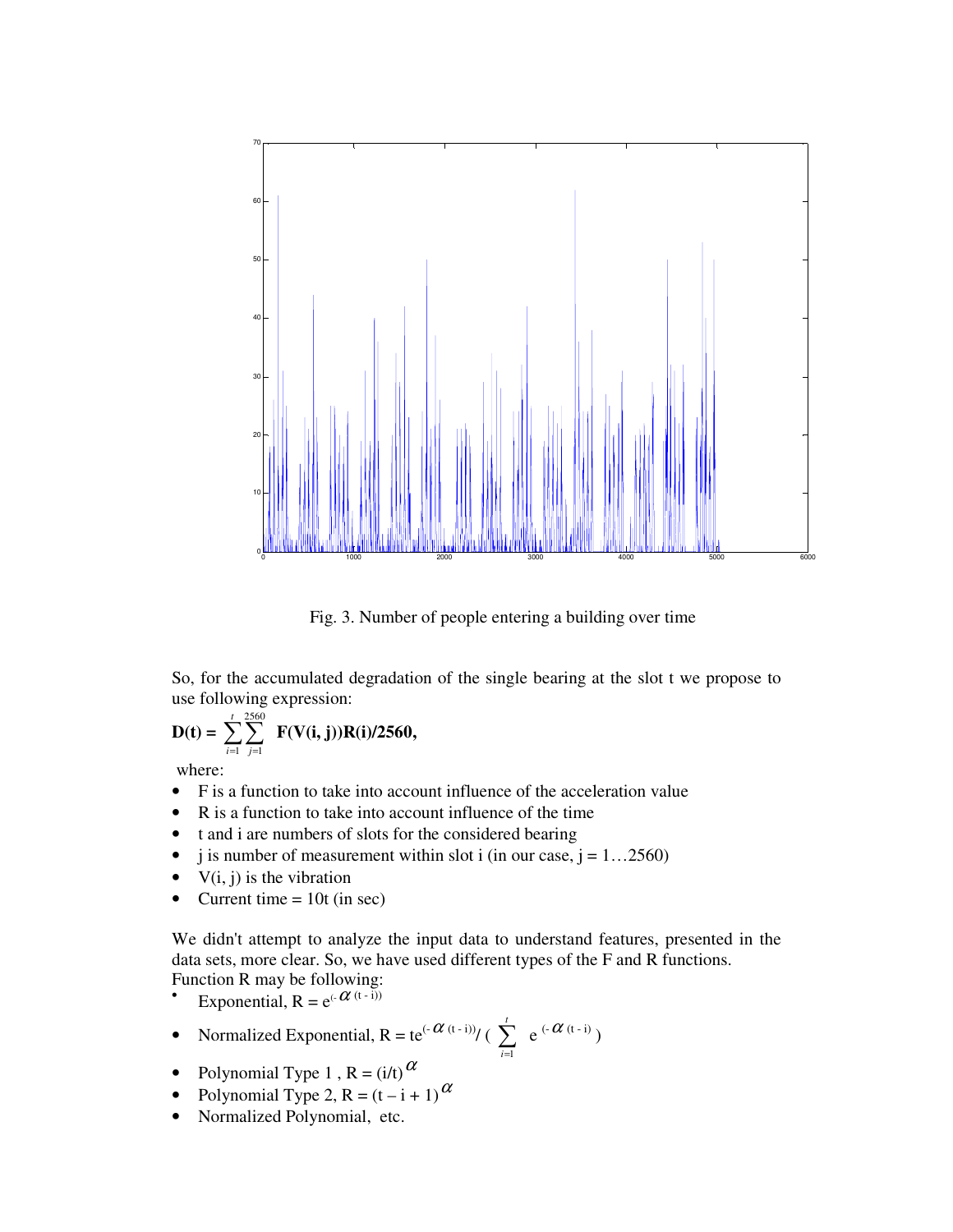Fig. 3. Number of people entering a building over time

So, for the accumulated degradation of the single bearing at the slot t we propose to use following expression:

$$\mathbf{D(t)} = \sum_{i=1}^{t}\sum_{j=1}^{2560} \mathbf{F(V(i, j))R(i)/2560,}$$

where:

- F is a function to take into account influence of the acceleration value
- R is a function to take into account influence of the time
- t and i are numbers of slots for the considered bearing
- j is number of measurement within slot i (in our case, j = 1…2560)
- V(i, j) is the vibration
- Current time = 10t (in sec)

We didn't attempt to analyze the input data to understand features, presented in the data sets, more clear. So, we have used different types of the F and R functions. Function R may be following:

- Exponential, $R = e^{(-\alpha (t - i))}$
- Normalized Exponential, $R = te^{(-\alpha (t - i))} / \left( \sum_{i=1}^{t} e^{(-\alpha (t - i))} \right)$
- Polynomial Type 1 , $R = (i/t)^{\alpha}$
- Polynomial Type 2, $R = (t - i + 1)^{\alpha}$
- Normalized Polynomial, etc.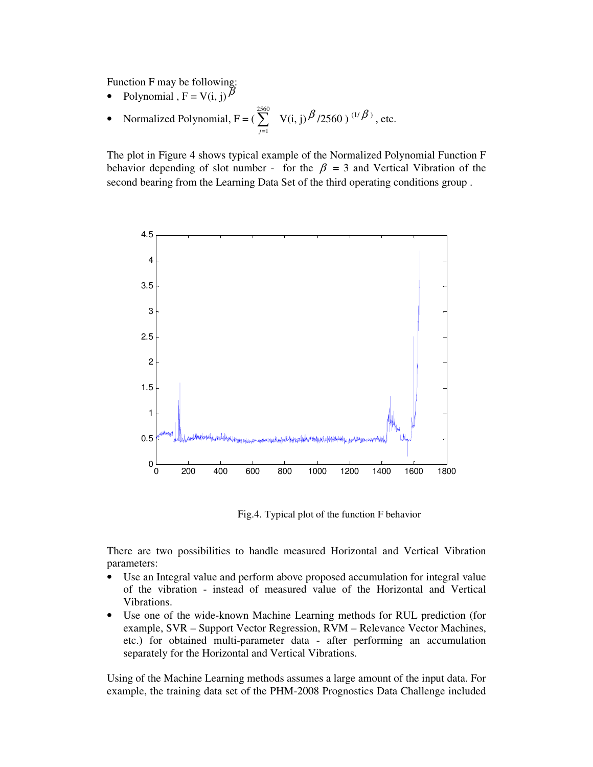Function F may be following:

- Polynomial , $F = V(i, j)^{\beta}$
- Normalized Polynomial, $F = ( \sum_{j=1}^{2560} V(i, j)^{\beta} / 2560 )^{(1/\beta)}$, etc.

The plot in Figure 4 shows typical example of the Normalized Polynomial Function F behavior depending of slot number - for the $\beta = 3$ and Vertical Vibration of the second bearing from the Learning Data Set of the third operating conditions group .

Fig.4. Typical plot of the function F behavior

There are two possibilities to handle measured Horizontal and Vertical Vibration parameters:

- Use an Integral value and perform above proposed accumulation for integral value of the vibration - instead of measured value of the Horizontal and Vertical Vibrations.
- Use one of the wide-known Machine Learning methods for RUL prediction (for example, SVR – Support Vector Regression, RVM – Relevance Vector Machines, etc.) for obtained multi-parameter data - after performing an accumulation separately for the Horizontal and Vertical Vibrations.

Using of the Machine Learning methods assumes a large amount of the input data. For example, the training data set of the PHM-2008 Prognostics Data Challenge included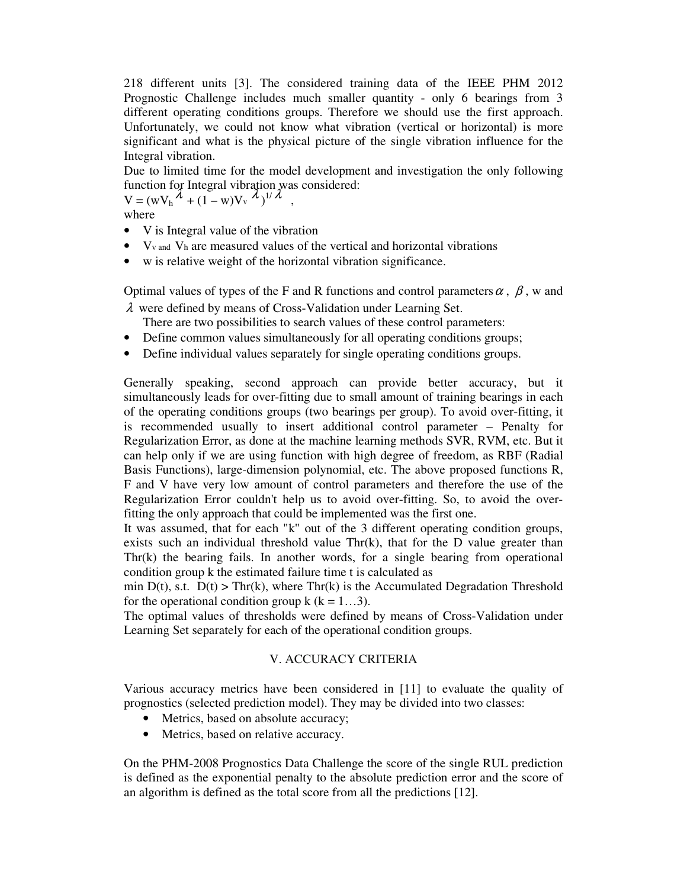218 different units [3]. The considered training data of the IEEE PHM 2012 Prognostic Challenge includes much smaller quantity - only 6 bearings from 3 different operating conditions groups. Therefore we should use the first approach. Unfortunately, we could not know what vibration (vertical or horizontal) is more significant and what is the physical picture of the single vibration influence for the Integral vibration.

Due to limited time for the model development and investigation the only following function for Integral vibration was considered:

$V = (wV_h^{\lambda} + (1 - w)V_v^{\lambda})^{1/\lambda}$ ,

where

- V is Integral value of the vibration
- $V_v$ and $V_h$ are measured values of the vertical and horizontal vibrations
- w is relative weight of the horizontal vibration significance.

Optimal values of types of the F and R functions and control parameters $\alpha$ , $\beta$ , w and $\lambda$ were defined by means of Cross-Validation under Learning Set.

There are two possibilities to search values of these control parameters:

- Define common values simultaneously for all operating conditions groups;
- Define individual values separately for single operating conditions groups.

Generally speaking, second approach can provide better accuracy, but it simultaneously leads for over-fitting due to small amount of training bearings in each of the operating conditions groups (two bearings per group). To avoid over-fitting, it is recommended usually to insert additional control parameter – Penalty for Regularization Error, as done at the machine learning methods SVR, RVM, etc. But it can help only if we are using function with high degree of freedom, as RBF (Radial Basis Functions), large-dimension polynomial, etc. The above proposed functions R, F and V have very low amount of control parameters and therefore the use of the Regularization Error couldn't help us to avoid over-fitting. So, to avoid the over-fitting the only approach that could be implemented was the first one.

It was assumed, that for each "k" out of the 3 different operating condition groups, exists such an individual threshold value Thr(k), that for the D value greater than Thr(k) the bearing fails. In another words, for a single bearing from operational condition group k the estimated failure time t is calculated as

min D(t), s.t. D(t) > Thr(k), where Thr(k) is the Accumulated Degradation Threshold for the operational condition group k (k = 1…3).

The optimal values of thresholds were defined by means of Cross-Validation under Learning Set separately for each of the operational condition groups.

## V. ACCURACY CRITERIA

Various accuracy metrics have been considered in [11] to evaluate the quality of prognostics (selected prediction model). They may be divided into two classes:

- Metrics, based on absolute accuracy;
- Metrics, based on relative accuracy.

On the PHM-2008 Prognostics Data Challenge the score of the single RUL prediction is defined as the exponential penalty to the absolute prediction error and the score of an algorithm is defined as the total score from all the predictions [12].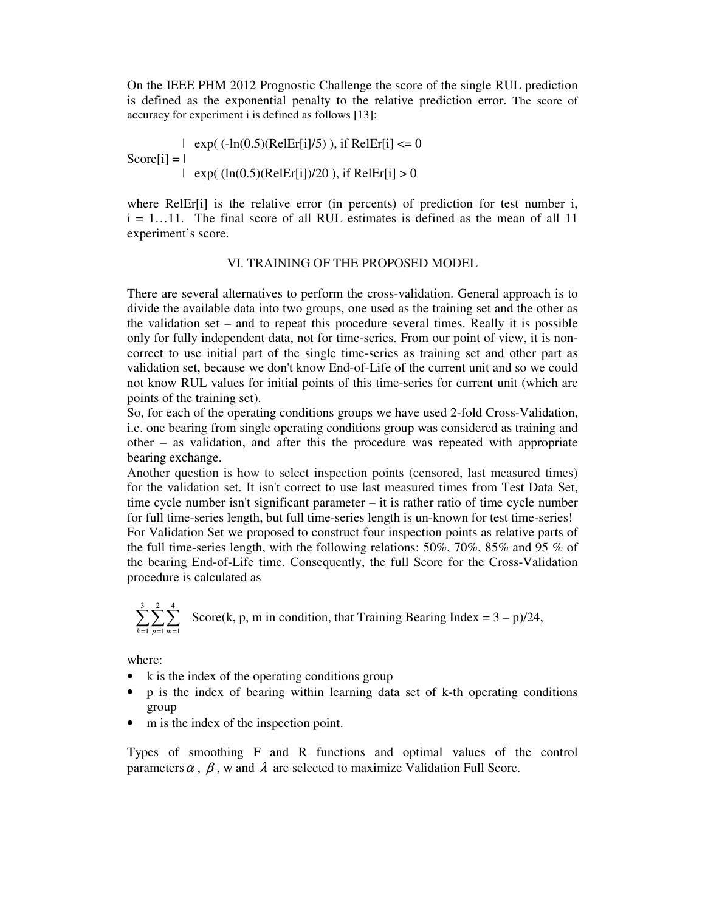On the IEEE PHM 2012 Prognostic Challenge the score of the single RUL prediction is defined as the exponential penalty to the relative prediction error. The score of accuracy for experiment i is defined as follows [13]:

$$\text{Score}[i] = \begin{cases} \exp(\,(-\ln(0.5)(\text{RelEr}[i]/5)\,), & \text{if RelEr}[i] <= 0 \\ \exp(\,(\ln(0.5)(\text{RelEr}[i])/20\,), & \text{if RelEr}[i] > 0 \end{cases}$$

where RelEr[i] is the relative error (in percents) of prediction for test number i, i = 1…11. The final score of all RUL estimates is defined as the mean of all 11 experiment's score.

## VI. TRAINING OF THE PROPOSED MODEL

There are several alternatives to perform the cross-validation. General approach is to divide the available data into two groups, one used as the training set and the other as the validation set – and to repeat this procedure several times. Really it is possible only for fully independent data, not for time-series. From our point of view, it is non-correct to use initial part of the single time-series as training set and other part as validation set, because we don't know End-of-Life of the current unit and so we could not know RUL values for initial points of this time-series for current unit (which are points of the training set).

So, for each of the operating conditions groups we have used 2-fold Cross-Validation, i.e. one bearing from single operating conditions group was considered as training and other – as validation, and after this the procedure was repeated with appropriate bearing exchange.

Another question is how to select inspection points (censored, last measured times) for the validation set. It isn't correct to use last measured times from Test Data Set, time cycle number isn't significant parameter – it is rather ratio of time cycle number for full time-series length, but full time-series length is un-known for test time-series!

For Validation Set we proposed to construct four inspection points as relative parts of the full time-series length, with the following relations: 50%, 70%, 85% and 95 % of the bearing End-of-Life time. Consequently, the full Score for the Cross-Validation procedure is calculated as

$$\sum_{k=1}^{3}\sum_{p=1}^{2}\sum_{m=1}^{4} \text{Score(k, p, m in condition, that Training Bearing Index = 3 – p)/24},$$

where:

- k is the index of the operating conditions group
- p is the index of bearing within learning data set of k-th operating conditions group
- m is the index of the inspection point.

Types of smoothing F and R functions and optimal values of the control parameters $\alpha$, $\beta$, w and $\lambda$ are selected to maximize Validation Full Score.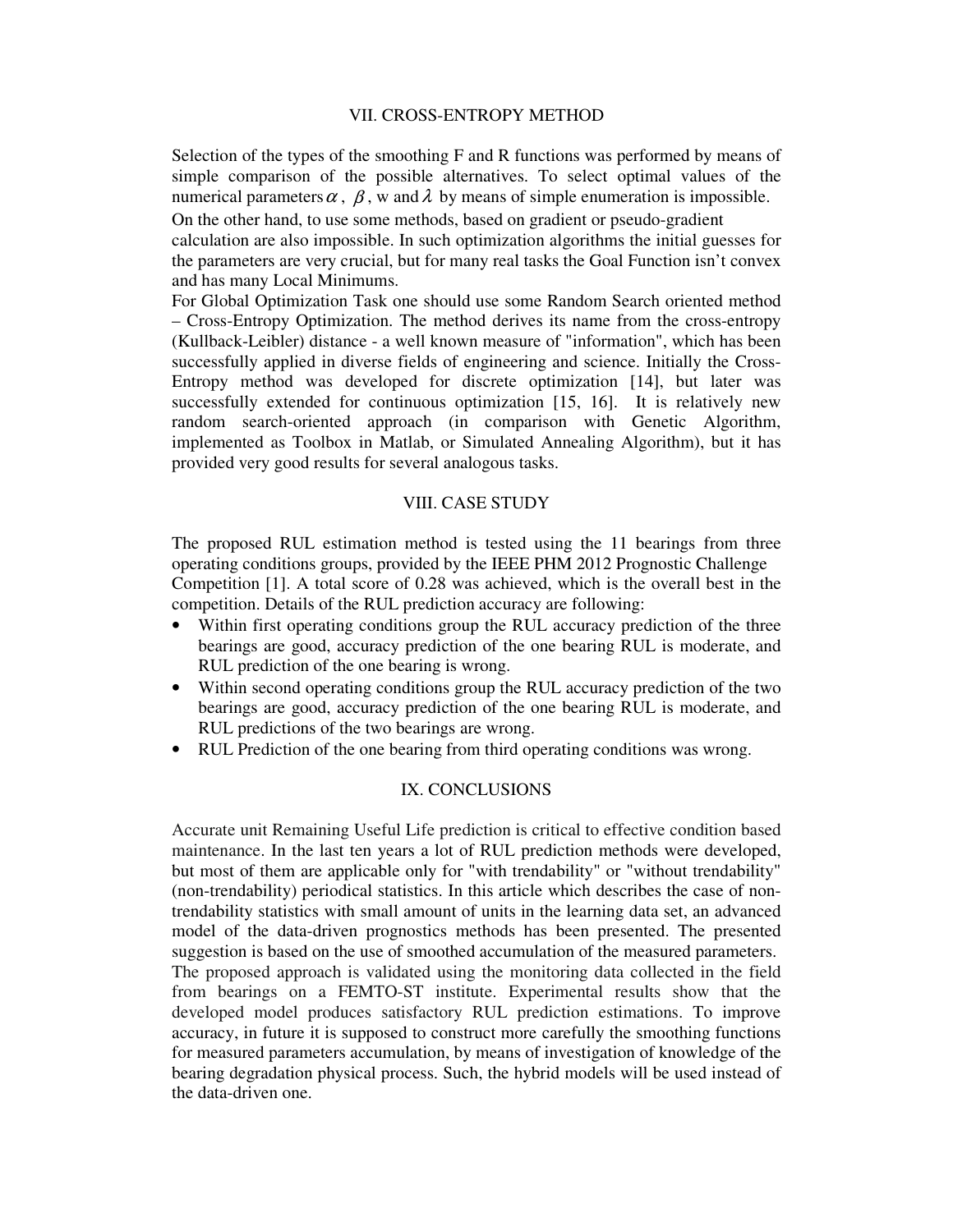## VII. CROSS-ENTROPY METHOD

Selection of the types of the smoothing F and R functions was performed by means of simple comparison of the possible alternatives. To select optimal values of the numerical parameters $\alpha$, $\beta$, w and $\lambda$ by means of simple enumeration is impossible.

On the other hand, to use some methods, based on gradient or pseudo-gradient calculation are also impossible. In such optimization algorithms the initial guesses for the parameters are very crucial, but for many real tasks the Goal Function isn't convex and has many Local Minimums.

For Global Optimization Task one should use some Random Search oriented method – Cross-Entropy Optimization. The method derives its name from the cross-entropy (Kullback-Leibler) distance - a well known measure of "information", which has been successfully applied in diverse fields of engineering and science. Initially the Cross-Entropy method was developed for discrete optimization [14], but later was successfully extended for continuous optimization [15, 16]. It is relatively new random search-oriented approach (in comparison with Genetic Algorithm, implemented as Toolbox in Matlab, or Simulated Annealing Algorithm), but it has provided very good results for several analogous tasks.

## VIII. CASE STUDY

The proposed RUL estimation method is tested using the 11 bearings from three operating conditions groups, provided by the IEEE PHM 2012 Prognostic Challenge Competition [1]. A total score of 0.28 was achieved, which is the overall best in the competition. Details of the RUL prediction accuracy are following:

- Within first operating conditions group the RUL accuracy prediction of the three bearings are good, accuracy prediction of the one bearing RUL is moderate, and RUL prediction of the one bearing is wrong.
- Within second operating conditions group the RUL accuracy prediction of the two bearings are good, accuracy prediction of the one bearing RUL is moderate, and RUL predictions of the two bearings are wrong.
- RUL Prediction of the one bearing from third operating conditions was wrong.

## IX. CONCLUSIONS

Accurate unit Remaining Useful Life prediction is critical to effective condition based maintenance. In the last ten years a lot of RUL prediction methods were developed, but most of them are applicable only for "with trendability" or "without trendability" (non-trendability) periodical statistics. In this article which describes the case of non-trendability statistics with small amount of units in the learning data set, an advanced model of the data-driven prognostics methods has been presented. The presented suggestion is based on the use of smoothed accumulation of the measured parameters.

The proposed approach is validated using the monitoring data collected in the field from bearings on a FEMTO-ST institute. Experimental results show that the developed model produces satisfactory RUL prediction estimations. To improve accuracy, in future it is supposed to construct more carefully the smoothing functions for measured parameters accumulation, by means of investigation of knowledge of the bearing degradation physical process. Such, the hybrid models will be used instead of the data-driven one.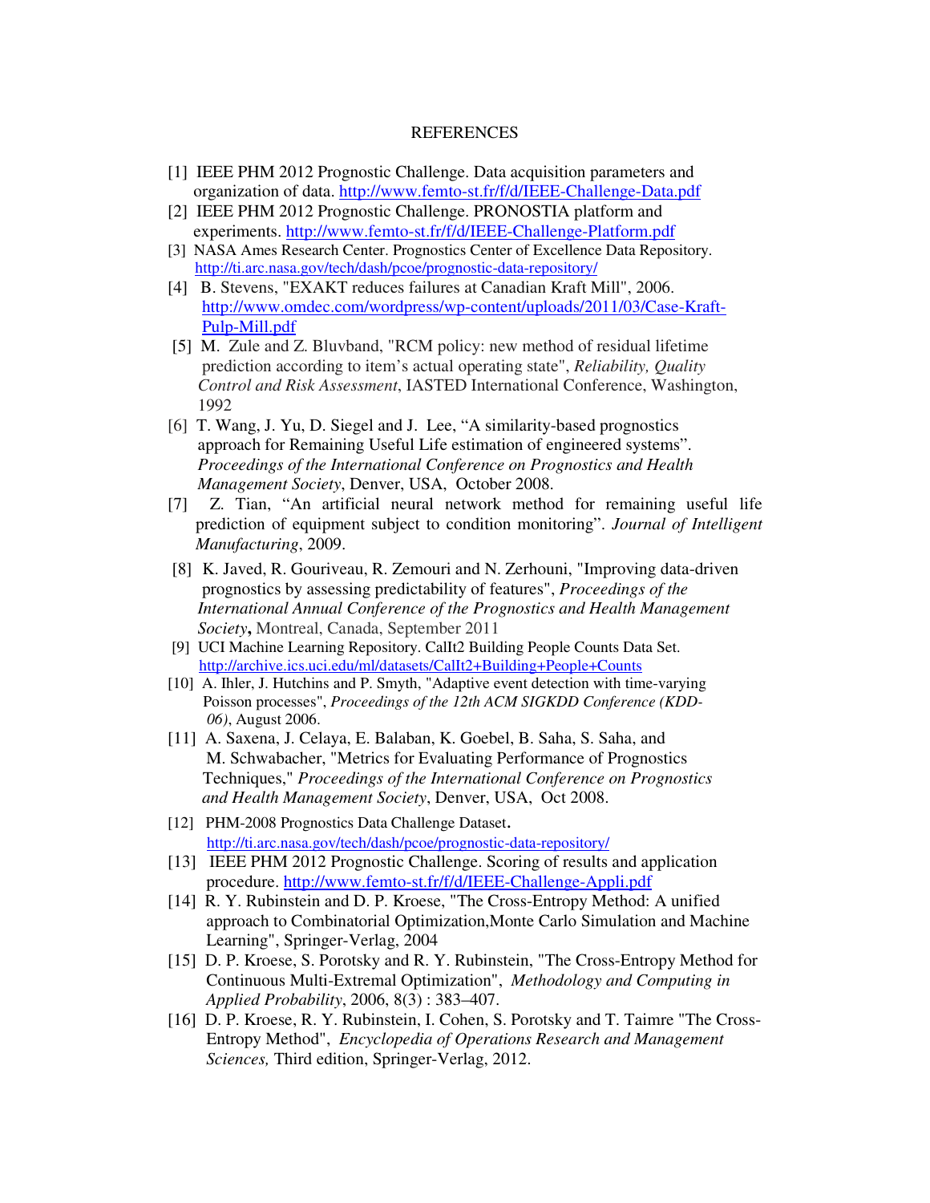# REFERENCES

[1] IEEE PHM 2012 Prognostic Challenge. Data acquisition parameters and organization of data. http://www.femto-st.fr/f/d/IEEE-Challenge-Data.pdf

[2] IEEE PHM 2012 Prognostic Challenge. PRONOSTIA platform and experiments. http://www.femto-st.fr/f/d/IEEE-Challenge-Platform.pdf

[3] NASA Ames Research Center. Prognostics Center of Excellence Data Repository. http://ti.arc.nasa.gov/tech/dash/pcoe/prognostic-data-repository/

[4] B. Stevens, "EXAKT reduces failures at Canadian Kraft Mill", 2006. http://www.omdec.com/wordpress/wp-content/uploads/2011/03/Case-Kraft-Pulp-Mill.pdf

[5] M. Zule and Z. Bluvband, "RCM policy: new method of residual lifetime prediction according to item's actual operating state", *Reliability, Quality Control and Risk Assessment*, IASTED International Conference, Washington, 1992

[6] T. Wang, J. Yu, D. Siegel and J. Lee, "A similarity-based prognostics approach for Remaining Useful Life estimation of engineered systems". *Proceedings of the International Conference on Prognostics and Health Management Society*, Denver, USA, October 2008.

[7] Z. Tian, "An artificial neural network method for remaining useful life prediction of equipment subject to condition monitoring". *Journal of Intelligent Manufacturing*, 2009.

[8] K. Javed, R. Gouriveau, R. Zemouri and N. Zerhouni, "Improving data-driven prognostics by assessing predictability of features", *Proceedings of the International Annual Conference of the Prognostics and Health Management Society***,** Montreal, Canada, September 2011

[9] UCI Machine Learning Repository. CalIt2 Building People Counts Data Set. http://archive.ics.uci.edu/ml/datasets/CalIt2+Building+People+Counts

[10] A. Ihler, J. Hutchins and P. Smyth, "Adaptive event detection with time-varying Poisson processes", *Proceedings of the 12th ACM SIGKDD Conference (KDD-06)*, August 2006.

[11] A. Saxena, J. Celaya, E. Balaban, K. Goebel, B. Saha, S. Saha, and M. Schwabacher, "Metrics for Evaluating Performance of Prognostics Techniques," *Proceedings of the International Conference on Prognostics and Health Management Society*, Denver, USA, Oct 2008.

[12] PHM-2008 Prognostics Data Challenge Dataset**.** http://ti.arc.nasa.gov/tech/dash/pcoe/prognostic-data-repository/

[13] IEEE PHM 2012 Prognostic Challenge. Scoring of results and application procedure. http://www.femto-st.fr/f/d/IEEE-Challenge-Appli.pdf

[14] R. Y. Rubinstein and D. P. Kroese, "The Cross-Entropy Method: A unified approach to Combinatorial Optimization,Monte Carlo Simulation and Machine Learning", Springer-Verlag, 2004

[15] D. P. Kroese, S. Porotsky and R. Y. Rubinstein, "The Cross-Entropy Method for Continuous Multi-Extremal Optimization", *Methodology and Computing in Applied Probability*, 2006, 8(3) : 383–407.

[16] D. P. Kroese, R. Y. Rubinstein, I. Cohen, S. Porotsky and T. Taimre "The Cross-Entropy Method", *Encyclopedia of Operations Research and Management Sciences,* Third edition, Springer-Verlag, 2012.